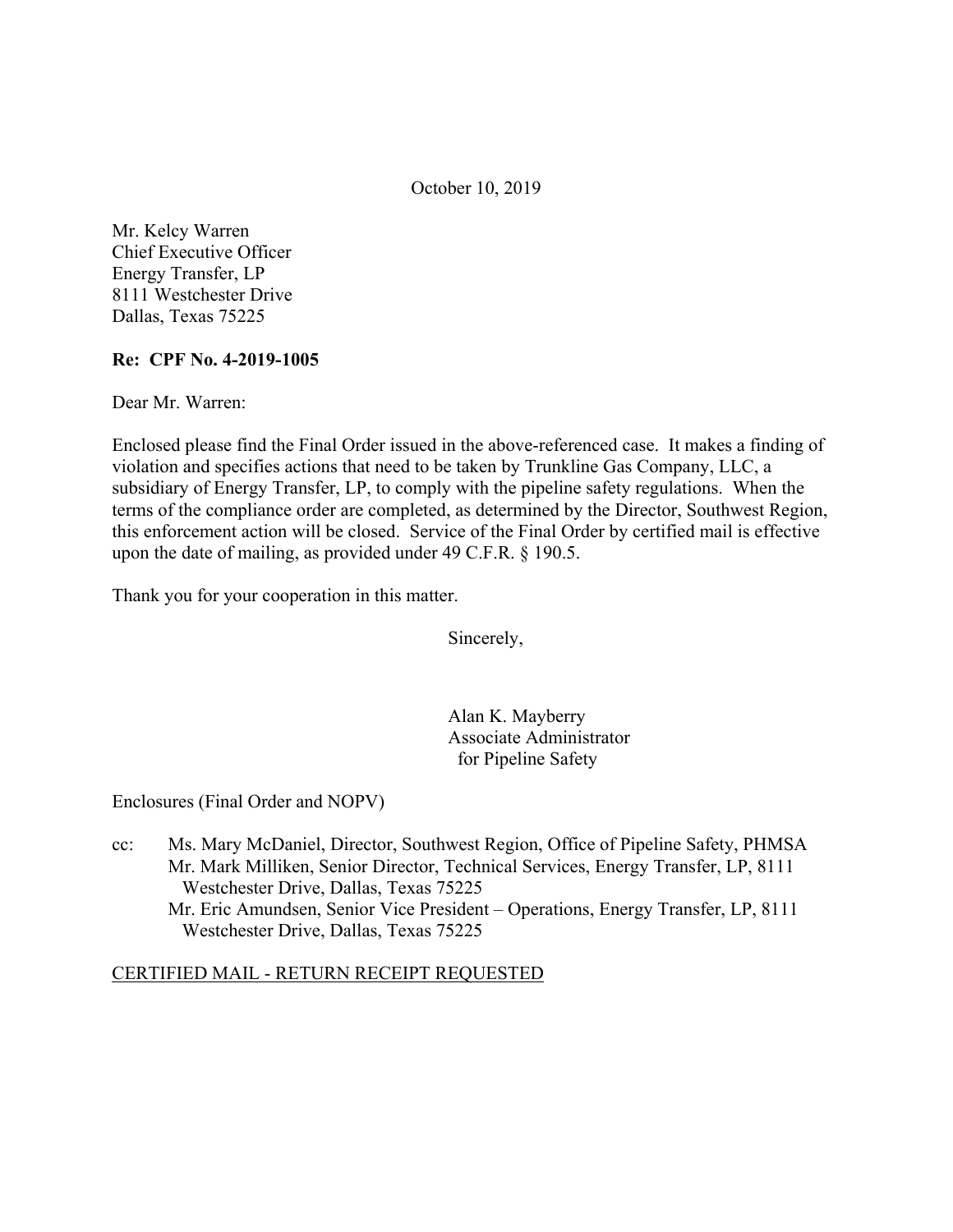October 10, 2019

Mr. Kelcy Warren
Chief Executive Officer
Energy Transfer, LP
8111 Westchester Drive
Dallas, Texas 75225

**Re: CPF No. 4-2019-1005**

Dear Mr. Warren:

Enclosed please find the Final Order issued in the above-referenced case. It makes a finding of violation and specifies actions that need to be taken by Trunkline Gas Company, LLC, a subsidiary of Energy Transfer, LP, to comply with the pipeline safety regulations. When the terms of the compliance order are completed, as determined by the Director, Southwest Region, this enforcement action will be closed. Service of the Final Order by certified mail is effective upon the date of mailing, as provided under 49 C.F.R. § 190.5.

Thank you for your cooperation in this matter.

Sincerely,

Alan K. Mayberry
Associate Administrator
for Pipeline Safety

Enclosures (Final Order and NOPV)

cc: Ms. Mary McDaniel, Director, Southwest Region, Office of Pipeline Safety, PHMSA
Mr. Mark Milliken, Senior Director, Technical Services, Energy Transfer, LP, 8111 Westchester Drive, Dallas, Texas 75225
Mr. Eric Amundsen, Senior Vice President – Operations, Energy Transfer, LP, 8111 Westchester Drive, Dallas, Texas 75225

CERTIFIED MAIL - RETURN RECEIPT REQUESTED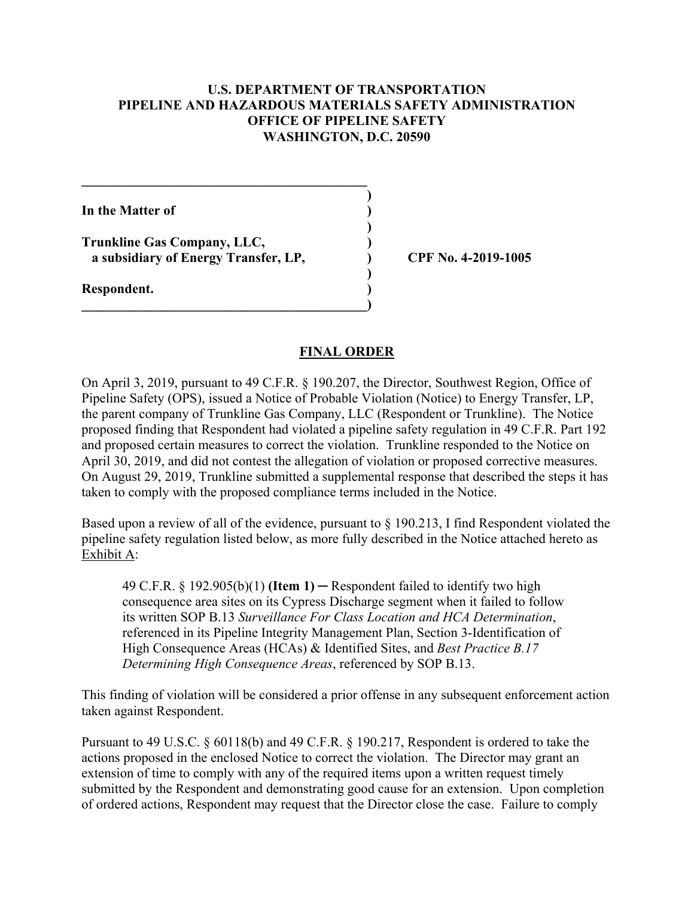**U.S. DEPARTMENT OF TRANSPORTATION**
**PIPELINE AND HAZARDOUS MATERIALS SAFETY ADMINISTRATION**
**OFFICE OF PIPELINE SAFETY**
**WASHINGTON, D.C. 20590**

**In the Matter of**

**Trunkline Gas Company, LLC,**
**a subsidiary of Energy Transfer, LP,**

**Respondent.**

**CPF No. 4-2019-1005**

## FINAL ORDER

On April 3, 2019, pursuant to 49 C.F.R. § 190.207, the Director, Southwest Region, Office of Pipeline Safety (OPS), issued a Notice of Probable Violation (Notice) to Energy Transfer, LP, the parent company of Trunkline Gas Company, LLC (Respondent or Trunkline). The Notice proposed finding that Respondent had violated a pipeline safety regulation in 49 C.F.R. Part 192 and proposed certain measures to correct the violation. Trunkline responded to the Notice on April 30, 2019, and did not contest the allegation of violation or proposed corrective measures. On August 29, 2019, Trunkline submitted a supplemental response that described the steps it has taken to comply with the proposed compliance terms included in the Notice.

Based upon a review of all of the evidence, pursuant to § 190.213, I find Respondent violated the pipeline safety regulation listed below, as more fully described in the Notice attached hereto as Exhibit A:

> 49 C.F.R. § 192.905(b)(1) **(Item 1)** ─ Respondent failed to identify two high consequence area sites on its Cypress Discharge segment when it failed to follow its written SOP B.13 *Surveillance For Class Location and HCA Determination*, referenced in its Pipeline Integrity Management Plan, Section 3-Identification of High Consequence Areas (HCAs) & Identified Sites, and *Best Practice B.17 Determining High Consequence Areas*, referenced by SOP B.13.

This finding of violation will be considered a prior offense in any subsequent enforcement action taken against Respondent.

Pursuant to 49 U.S.C. § 60118(b) and 49 C.F.R. § 190.217, Respondent is ordered to take the actions proposed in the enclosed Notice to correct the violation. The Director may grant an extension of time to comply with any of the required items upon a written request timely submitted by the Respondent and demonstrating good cause for an extension. Upon completion of ordered actions, Respondent may request that the Director close the case. Failure to comply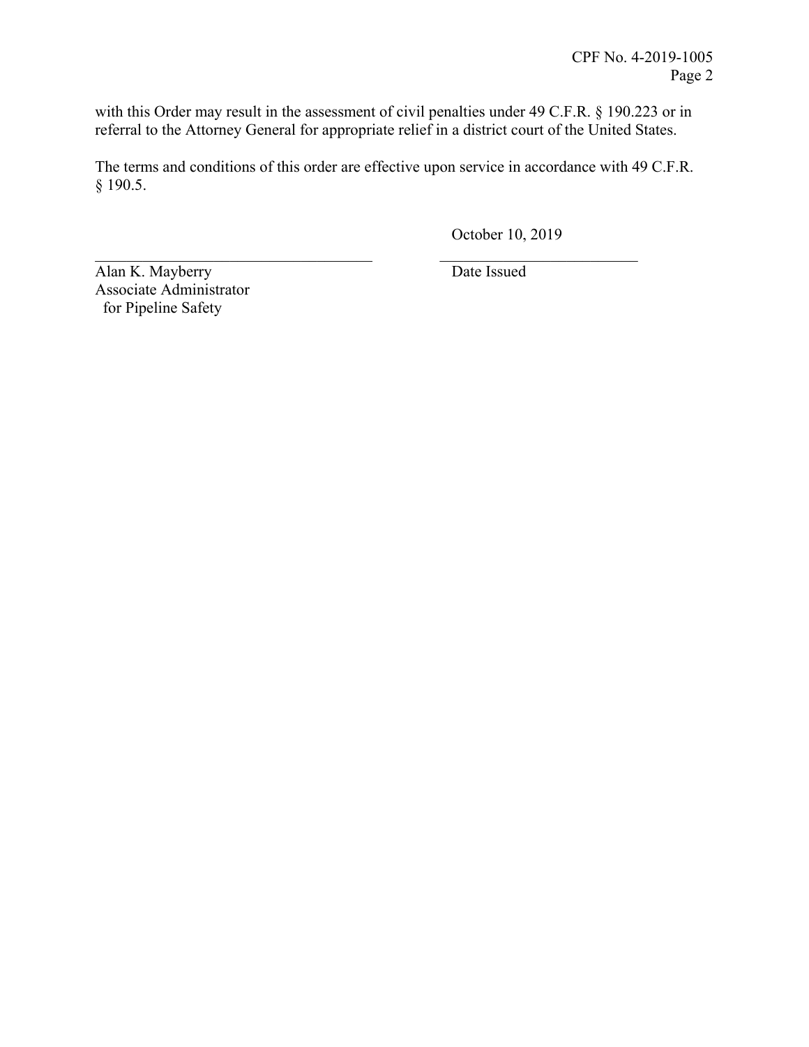with this Order may result in the assessment of civil penalties under 49 C.F.R. § 190.223 or in referral to the Attorney General for appropriate relief in a district court of the United States.

The terms and conditions of this order are effective upon service in accordance with 49 C.F.R. § 190.5.

October 10, 2019

___________________________________ ___________________________
Alan K. Mayberry Date Issued
Associate Administrator
for Pipeline Safety